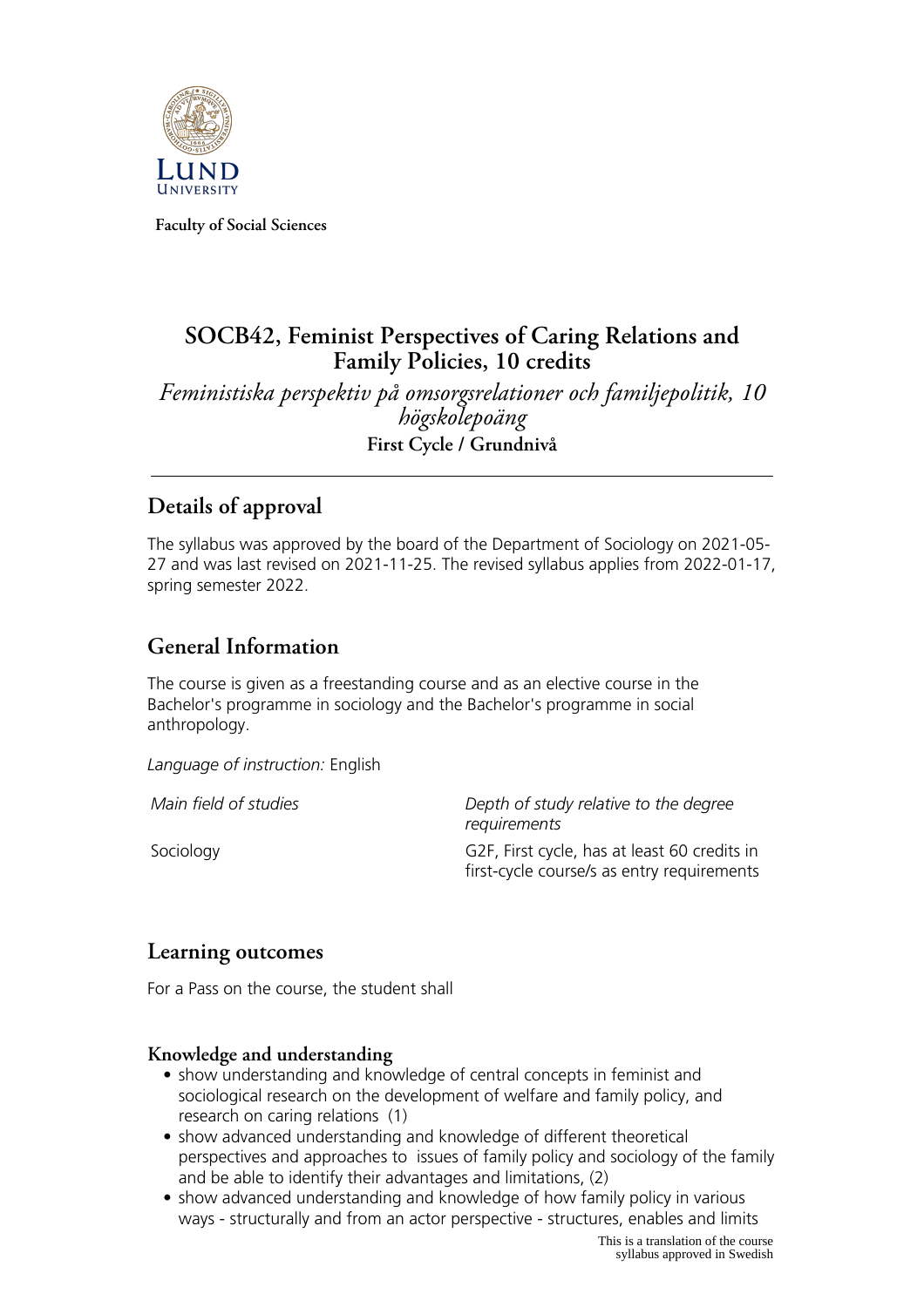Faculty of Social Sciences

# SOCB42, Feminist Perspectives of Caring Relations and Family Policies, 10 credits

*Feministiska perspektiv på omsorgsrelationer och familjepolitik, 10 högskolepoäng*

**First Cycle / Grundnivå**

## Details of approval

The syllabus was approved by the board of the Department of Sociology on 2021-05-27 and was last revised on 2021-11-25. The revised syllabus applies from 2022-01-17, spring semester 2022.

## General Information

The course is given as a freestanding course and as an elective course in the Bachelor's programme in sociology and the Bachelor's programme in social anthropology.

*Language of instruction:* English

| *Main field of studies* | *Depth of study relative to the degree requirements* |
| --- | --- |
| Sociology | G2F, First cycle, has at least 60 credits in first-cycle course/s as entry requirements |

## Learning outcomes

For a Pass on the course, the student shall

### Knowledge and understanding

- show understanding and knowledge of central concepts in feminist and sociological research on the development of welfare and family policy, and research on caring relations (1)
- show advanced understanding and knowledge of different theoretical perspectives and approaches to issues of family policy and sociology of the family and be able to identify their advantages and limitations, (2)
- show advanced understanding and knowledge of how family policy in various ways - structurally and from an actor perspective - structures, enables and limits

This is a translation of the course syllabus approved in Swedish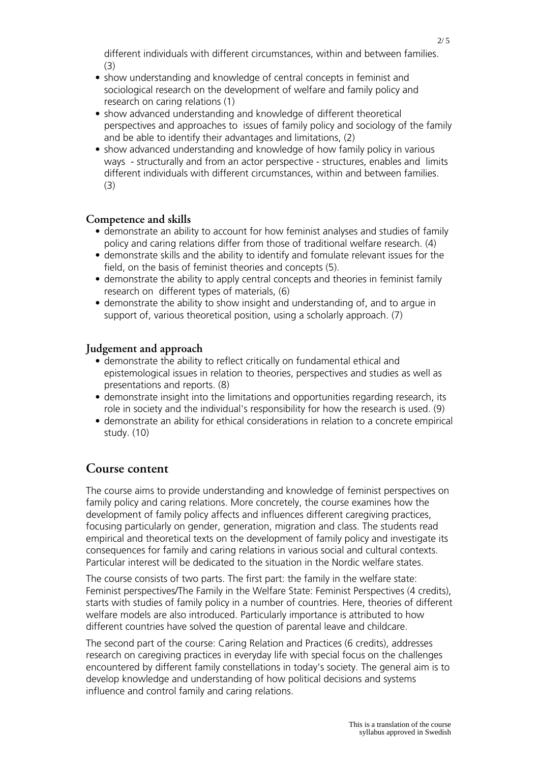different individuals with different circumstances, within and between families. (3)

- show understanding and knowledge of central concepts in feminist and sociological research on the development of welfare and family policy and research on caring relations (1)
- show advanced understanding and knowledge of different theoretical perspectives and approaches to issues of family policy and sociology of the family and be able to identify their advantages and limitations, (2)
- show advanced understanding and knowledge of how family policy in various ways - structurally and from an actor perspective - structures, enables and limits different individuals with different circumstances, within and between families. (3)

### Competence and skills

- demonstrate an ability to account for how feminist analyses and studies of family policy and caring relations differ from those of traditional welfare research. (4)
- demonstrate skills and the ability to identify and fomulate relevant issues for the field, on the basis of feminist theories and concepts (5).
- demonstrate the ability to apply central concepts and theories in feminist family research on different types of materials, (6)
- demonstrate the ability to show insight and understanding of, and to argue in support of, various theoretical position, using a scholarly approach. (7)

### Judgement and approach

- demonstrate the ability to reflect critically on fundamental ethical and epistemological issues in relation to theories, perspectives and studies as well as presentations and reports. (8)
- demonstrate insight into the limitations and opportunities regarding research, its role in society and the individual's responsibility for how the research is used. (9)
- demonstrate an ability for ethical considerations in relation to a concrete empirical study. (10)

## Course content

The course aims to provide understanding and knowledge of feminist perspectives on family policy and caring relations. More concretely, the course examines how the development of family policy affects and influences different caregiving practices, focusing particularly on gender, generation, migration and class. The students read empirical and theoretical texts on the development of family policy and investigate its consequences for family and caring relations in various social and cultural contexts. Particular interest will be dedicated to the situation in the Nordic welfare states.

The course consists of two parts. The first part: the family in the welfare state: Feminist perspectives/The Family in the Welfare State: Feminist Perspectives (4 credits), starts with studies of family policy in a number of countries. Here, theories of different welfare models are also introduced. Particularly importance is attributed to how different countries have solved the question of parental leave and childcare.

The second part of the course: Caring Relation and Practices (6 credits), addresses research on caregiving practices in everyday life with special focus on the challenges encountered by different family constellations in today's society. The general aim is to develop knowledge and understanding of how political decisions and systems influence and control family and caring relations.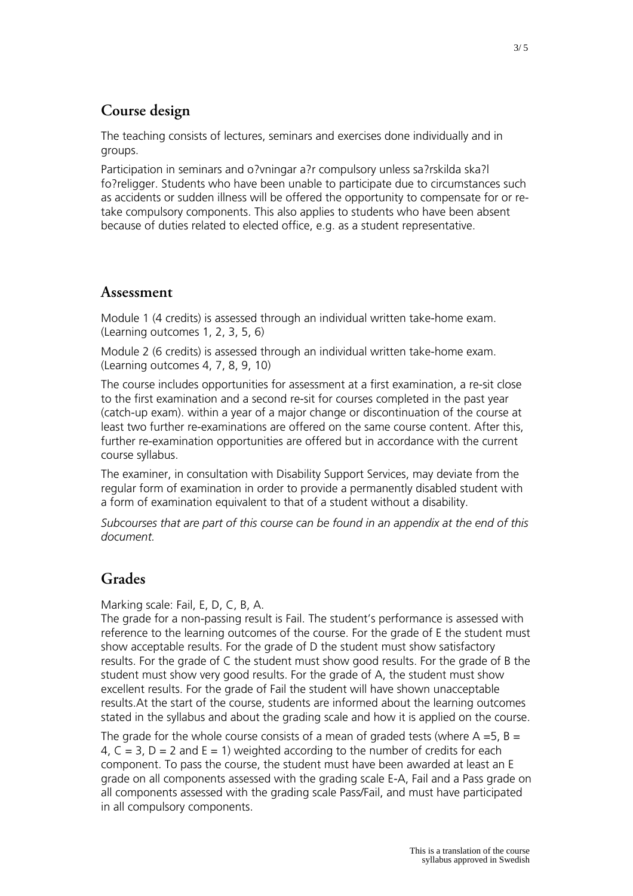## Course design

The teaching consists of lectures, seminars and exercises done individually and in groups.

Participation in seminars and o?vningar a?r compulsory unless sa?rskilda ska?l fo?religger. Students who have been unable to participate due to circumstances such as accidents or sudden illness will be offered the opportunity to compensate for or re-take compulsory components. This also applies to students who have been absent because of duties related to elected office, e.g. as a student representative.

## Assessment

Module 1 (4 credits) is assessed through an individual written take-home exam. (Learning outcomes 1, 2, 3, 5, 6)

Module 2 (6 credits) is assessed through an individual written take-home exam. (Learning outcomes 4, 7, 8, 9, 10)

The course includes opportunities for assessment at a first examination, a re-sit close to the first examination and a second re-sit for courses completed in the past year (catch-up exam). within a year of a major change or discontinuation of the course at least two further re-examinations are offered on the same course content. After this, further re-examination opportunities are offered but in accordance with the current course syllabus.

The examiner, in consultation with Disability Support Services, may deviate from the regular form of examination in order to provide a permanently disabled student with a form of examination equivalent to that of a student without a disability.

*Subcourses that are part of this course can be found in an appendix at the end of this document.*

## Grades

Marking scale: Fail, E, D, C, B, A.
The grade for a non-passing result is Fail. The student's performance is assessed with reference to the learning outcomes of the course. For the grade of E the student must show acceptable results. For the grade of D the student must show satisfactory results. For the grade of C the student must show good results. For the grade of B the student must show very good results. For the grade of A, the student must show excellent results. For the grade of Fail the student will have shown unacceptable results.At the start of the course, students are informed about the learning outcomes stated in the syllabus and about the grading scale and how it is applied on the course.

The grade for the whole course consists of a mean of graded tests (where A =5, B = 4, C = 3, D = 2 and E = 1) weighted according to the number of credits for each component. To pass the course, the student must have been awarded at least an E grade on all components assessed with the grading scale E-A, Fail and a Pass grade on all components assessed with the grading scale Pass/Fail, and must have participated in all compulsory components.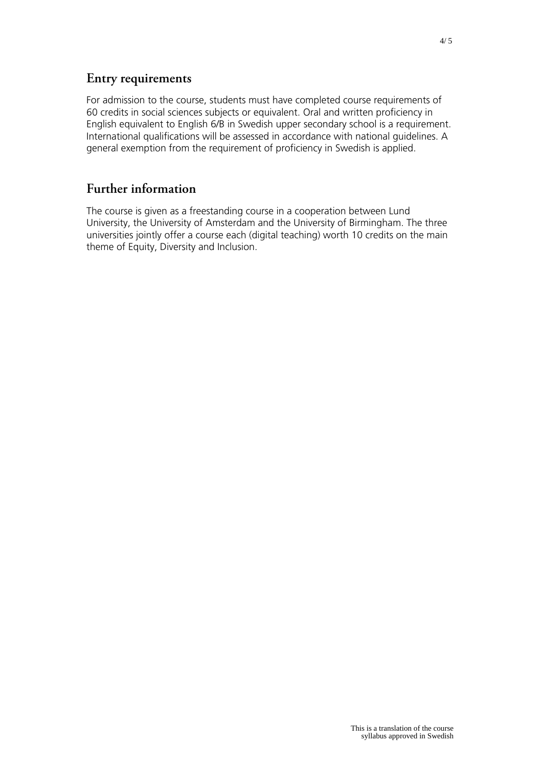## Entry requirements

For admission to the course, students must have completed course requirements of 60 credits in social sciences subjects or equivalent. Oral and written proficiency in English equivalent to English 6/B in Swedish upper secondary school is a requirement. International qualifications will be assessed in accordance with national guidelines. A general exemption from the requirement of proficiency in Swedish is applied.

## Further information

The course is given as a freestanding course in a cooperation between Lund University, the University of Amsterdam and the University of Birmingham. The three universities jointly offer a course each (digital teaching) worth 10 credits on the main theme of Equity, Diversity and Inclusion.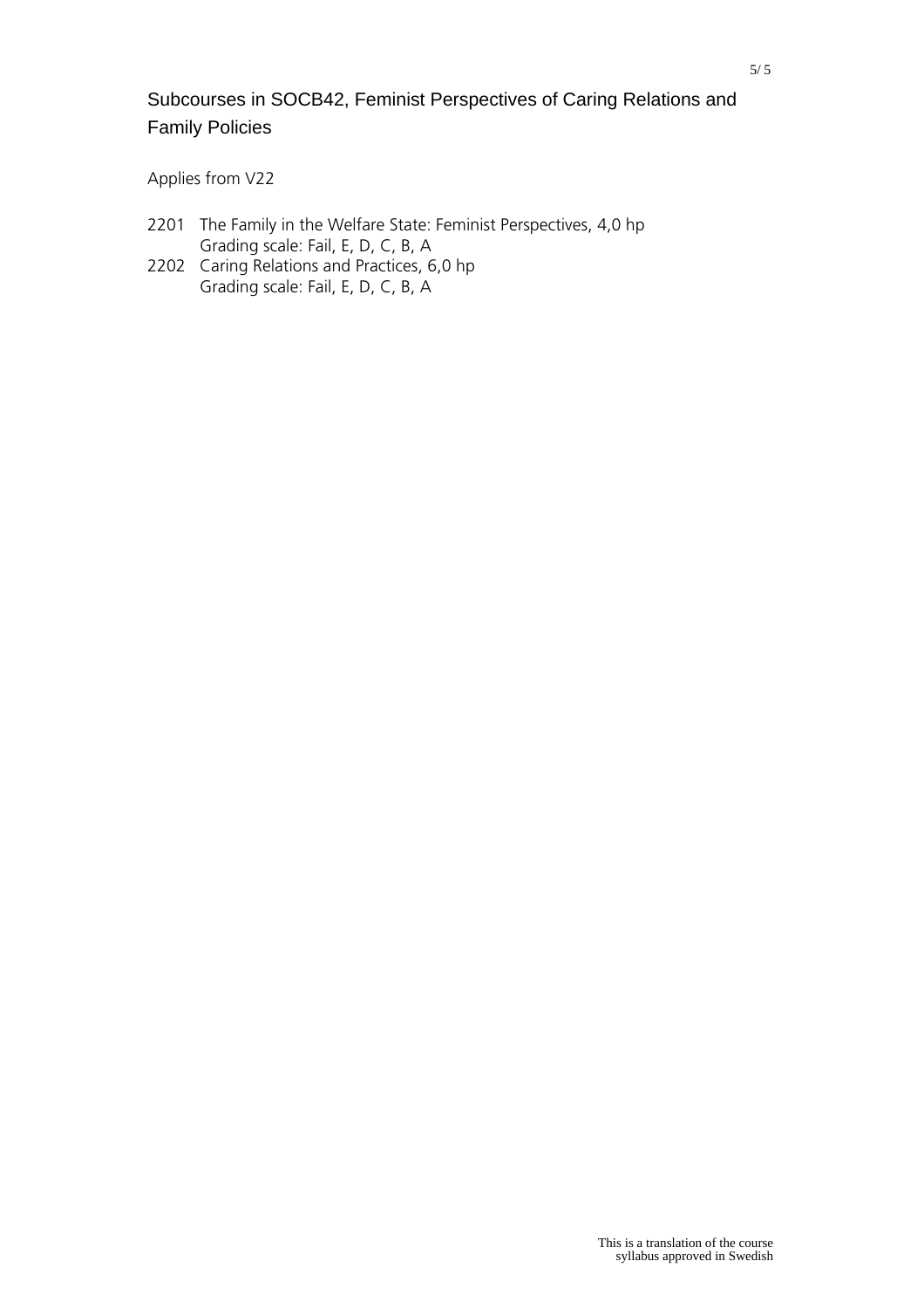## Subcourses in SOCB42, Feminist Perspectives of Caring Relations and Family Policies

Applies from V22

2201 The Family in the Welfare State: Feminist Perspectives, 4,0 hp
Grading scale: Fail, E, D, C, B, A

2202 Caring Relations and Practices, 6,0 hp
Grading scale: Fail, E, D, C, B, A

This is a translation of the course syllabus approved in Swedish